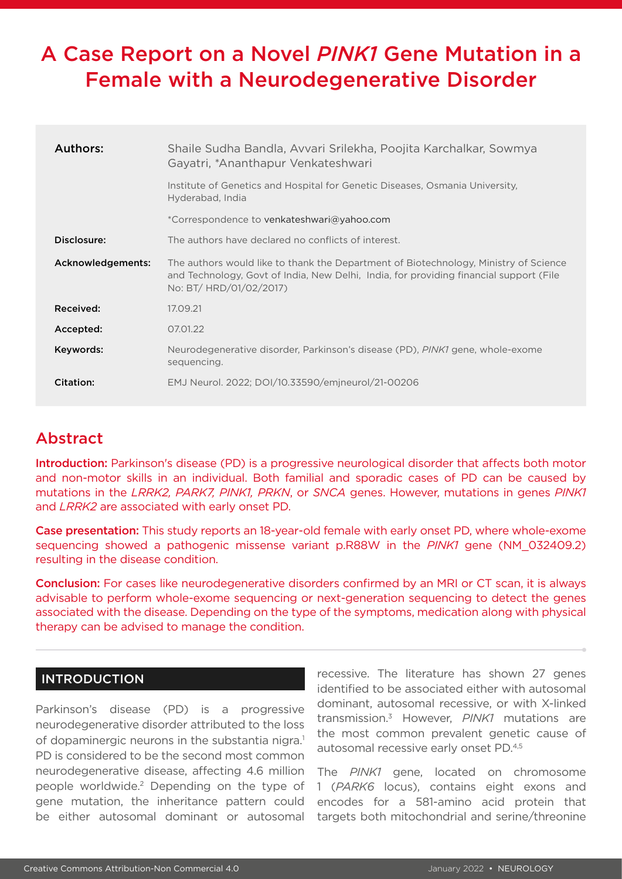# A Case Report on a Novel *PINK1* Gene Mutation in a Female with a Neurodegenerative Disorder

| | |
|---|---|
| **Authors:** | Shaile Sudha Bandla, Avvari Srilekha, Poojita Karchalkar, Sowmya Gayatri, *Ananthapur Venkateshwari<br><br>Institute of Genetics and Hospital for Genetic Diseases, Osmania University, Hyderabad, India<br><br>*Correspondence to venkateshwari@yahoo.com |
| **Disclosure:** | The authors have declared no conflicts of interest. |
| **Acknowledgements:** | The authors would like to thank the Department of Biotechnology, Ministry of Science and Technology, Govt of India, New Delhi, India, for providing financial support (File No: BT/ HRD/01/02/2017) |
| **Received:** | 17.09.21 |
| **Accepted:** | 07.01.22 |
| **Keywords:** | Neurodegenerative disorder, Parkinson's disease (PD), *PINK1* gene, whole-exome sequencing. |
| **Citation:** | EMJ Neurol. 2022; DOI/10.33590/emjneurol/21-00206 |

## Abstract

**Introduction:** Parkinson's disease (PD) is a progressive neurological disorder that affects both motor and non-motor skills in an individual. Both familial and sporadic cases of PD can be caused by mutations in the *LRRK2, PARK7, PINK1, PRKN*, or *SNCA* genes. However, mutations in genes *PINK1* and *LRRK2* are associated with early onset PD.

**Case presentation:** This study reports an 18-year-old female with early onset PD, where whole-exome sequencing showed a pathogenic missense variant p.R88W in the *PINK1* gene (NM_032409.2) resulting in the disease condition.

**Conclusion:** For cases like neurodegenerative disorders confirmed by an MRI or CT scan, it is always advisable to perform whole-exome sequencing or next-generation sequencing to detect the genes associated with the disease. Depending on the type of the symptoms, medication along with physical therapy can be advised to manage the condition.

## INTRODUCTION

Parkinson's disease (PD) is a progressive neurodegenerative disorder attributed to the loss of dopaminergic neurons in the substantia nigra.[1] PD is considered to be the second most common neurodegenerative disease, affecting 4.6 million people worldwide.[2] Depending on the type of gene mutation, the inheritance pattern could be either autosomal dominant or autosomal recessive. The literature has shown 27 genes identified to be associated either with autosomal dominant, autosomal recessive, or with X-linked transmission.[3] However, *PINK1* mutations are the most common prevalent genetic cause of autosomal recessive early onset PD.[4,5]

The *PINK1* gene, located on chromosome 1 (*PARK6* locus), contains eight exons and encodes for a 581-amino acid protein that targets both mitochondrial and serine/threonine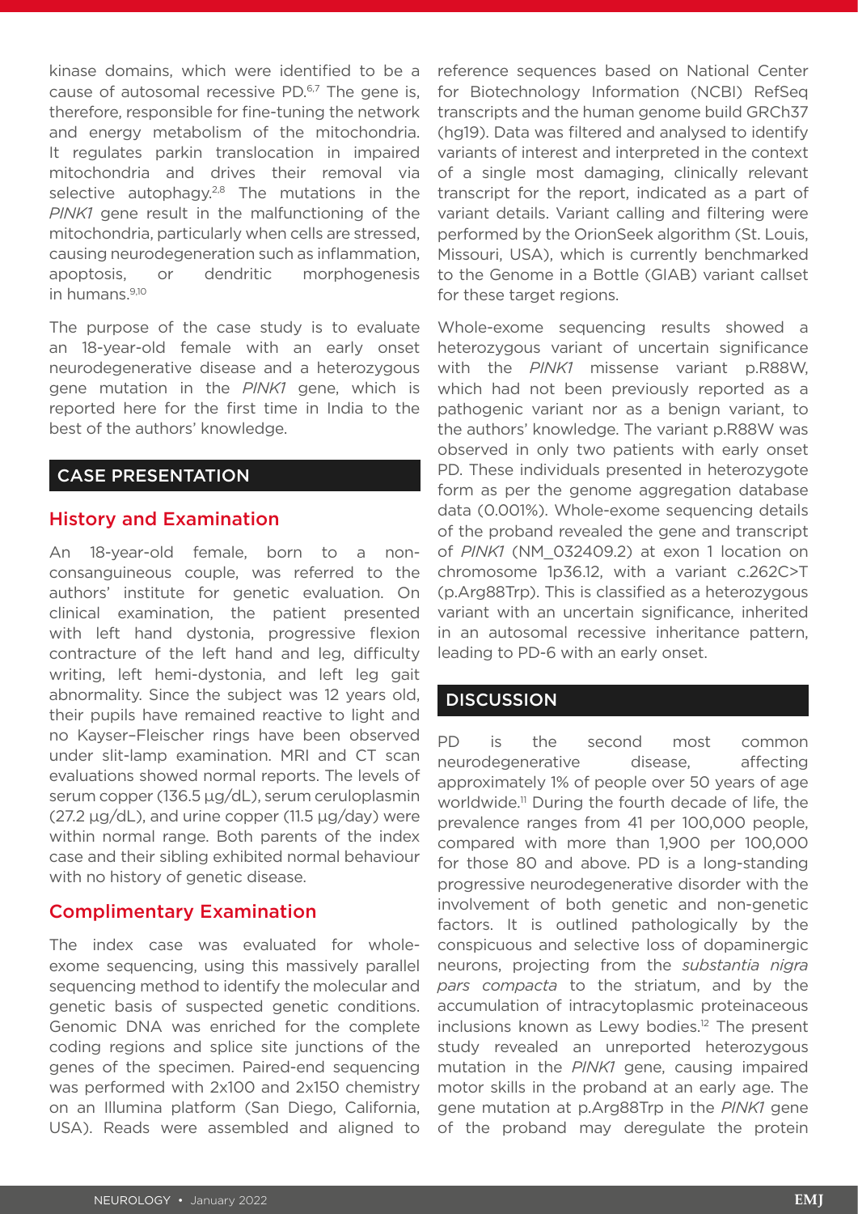kinase domains, which were identified to be a cause of autosomal recessive PD.[6,7] The gene is, therefore, responsible for fine-tuning the network and energy metabolism of the mitochondria. It regulates parkin translocation in impaired mitochondria and drives their removal via selective autophagy.[2,8] The mutations in the *PINK1* gene result in the malfunctioning of the mitochondria, particularly when cells are stressed, causing neurodegeneration such as inflammation, apoptosis, or dendritic morphogenesis in humans.[9,10]

The purpose of the case study is to evaluate an 18-year-old female with an early onset neurodegenerative disease and a heterozygous gene mutation in the *PINK1* gene, which is reported here for the first time in India to the best of the authors' knowledge.

## CASE PRESENTATION

### History and Examination

An 18-year-old female, born to a non-consanguineous couple, was referred to the authors' institute for genetic evaluation. On clinical examination, the patient presented with left hand dystonia, progressive flexion contracture of the left hand and leg, difficulty writing, left hemi-dystonia, and left leg gait abnormality. Since the subject was 12 years old, their pupils have remained reactive to light and no Kayser–Fleischer rings have been observed under slit-lamp examination. MRI and CT scan evaluations showed normal reports. The levels of serum copper (136.5 µg/dL), serum ceruloplasmin (27.2 µg/dL), and urine copper (11.5 µg/day) were within normal range. Both parents of the index case and their sibling exhibited normal behaviour with no history of genetic disease.

### Complimentary Examination

The index case was evaluated for whole-exome sequencing, using this massively parallel sequencing method to identify the molecular and genetic basis of suspected genetic conditions. Genomic DNA was enriched for the complete coding regions and splice site junctions of the genes of the specimen. Paired-end sequencing was performed with 2x100 and 2x150 chemistry on an Illumina platform (San Diego, California, USA). Reads were assembled and aligned to reference sequences based on National Center for Biotechnology Information (NCBI) RefSeq transcripts and the human genome build GRCh37 (hg19). Data was filtered and analysed to identify variants of interest and interpreted in the context of a single most damaging, clinically relevant transcript for the report, indicated as a part of variant details. Variant calling and filtering were performed by the OrionSeek algorithm (St. Louis, Missouri, USA), which is currently benchmarked to the Genome in a Bottle (GIAB) variant callset for these target regions.

Whole-exome sequencing results showed a heterozygous variant of uncertain significance with the *PINK1* missense variant p.R88W, which had not been previously reported as a pathogenic variant nor as a benign variant, to the authors' knowledge. The variant p.R88W was observed in only two patients with early onset PD. These individuals presented in heterozygote form as per the genome aggregation database data (0.001%). Whole-exome sequencing details of the proband revealed the gene and transcript of *PINK1* (NM_032409.2) at exon 1 location on chromosome 1p36.12, with a variant c.262C>T (p.Arg88Trp). This is classified as a heterozygous variant with an uncertain significance, inherited in an autosomal recessive inheritance pattern, leading to PD-6 with an early onset.

## DISCUSSION

PD is the second most common neurodegenerative disease, affecting approximately 1% of people over 50 years of age worldwide.[11] During the fourth decade of life, the prevalence ranges from 41 per 100,000 people, compared with more than 1,900 per 100,000 for those 80 and above. PD is a long-standing progressive neurodegenerative disorder with the involvement of both genetic and non-genetic factors. It is outlined pathologically by the conspicuous and selective loss of dopaminergic neurons, projecting from the *substantia nigra pars compacta* to the striatum, and by the accumulation of intracytoplasmic proteinaceous inclusions known as Lewy bodies.[12] The present study revealed an unreported heterozygous mutation in the *PINK1* gene, causing impaired motor skills in the proband at an early age. The gene mutation at p.Arg88Trp in the *PINK1* gene of the proband may deregulate the protein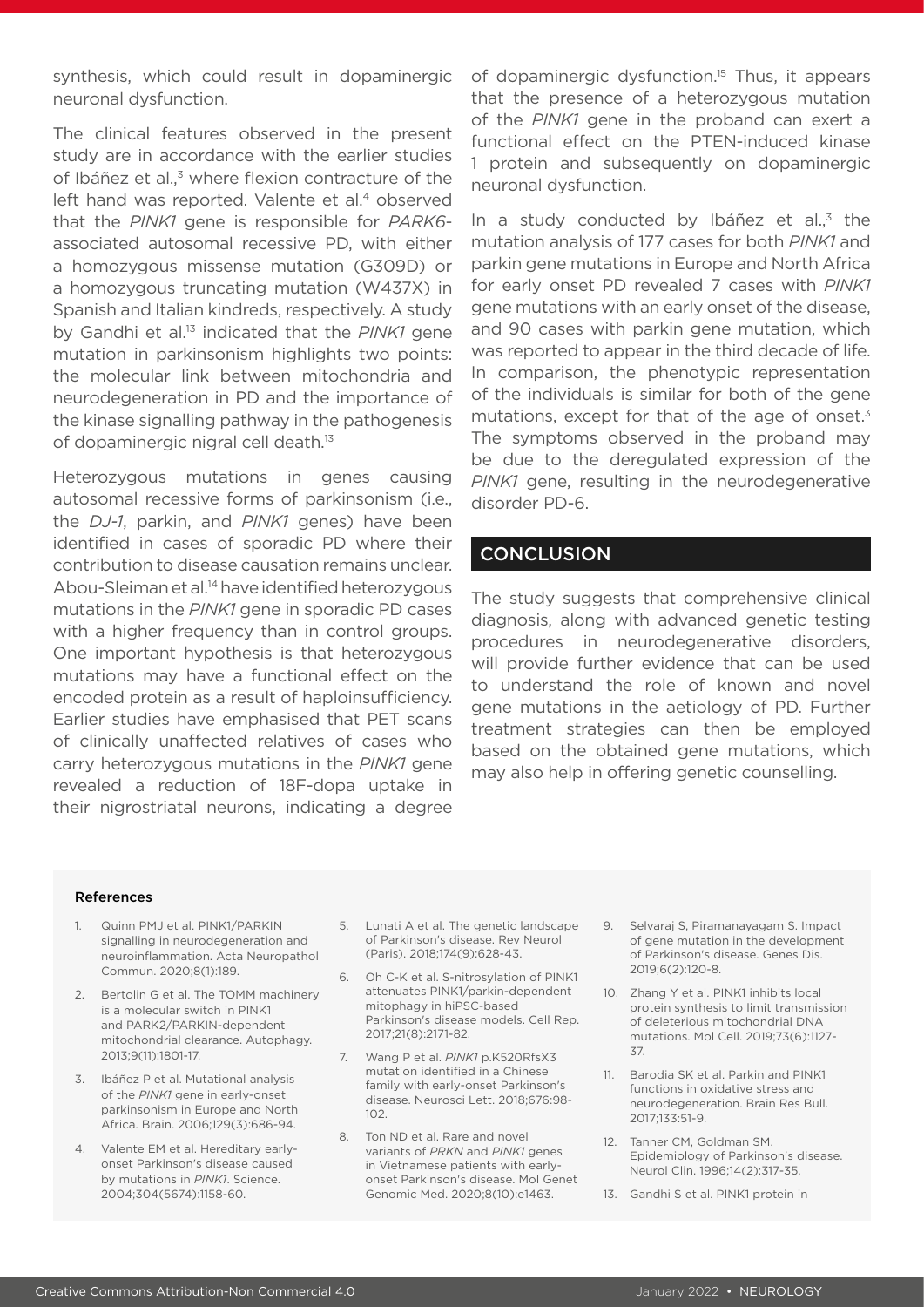synthesis, which could result in dopaminergic neuronal dysfunction.

The clinical features observed in the present study are in accordance with the earlier studies of Ibáñez et al.,[3] where flexion contracture of the left hand was reported. Valente et al.[4] observed that the *PINK1* gene is responsible for *PARK6*-associated autosomal recessive PD, with either a homozygous missense mutation (G309D) or a homozygous truncating mutation (W437X) in Spanish and Italian kindreds, respectively. A study by Gandhi et al.[13] indicated that the *PINK1* gene mutation in parkinsonism highlights two points: the molecular link between mitochondria and neurodegeneration in PD and the importance of the kinase signalling pathway in the pathogenesis of dopaminergic nigral cell death.[13]

Heterozygous mutations in genes causing autosomal recessive forms of parkinsonism (i.e., the *DJ-1*, parkin, and *PINK1* genes) have been identified in cases of sporadic PD where their contribution to disease causation remains unclear. Abou-Sleiman et al.[14] have identified heterozygous mutations in the *PINK1* gene in sporadic PD cases with a higher frequency than in control groups. One important hypothesis is that heterozygous mutations may have a functional effect on the encoded protein as a result of haploinsufficiency. Earlier studies have emphasised that PET scans of clinically unaffected relatives of cases who carry heterozygous mutations in the *PINK1* gene revealed a reduction of 18F-dopa uptake in their nigrostriatal neurons, indicating a degree of dopaminergic dysfunction.[15] Thus, it appears that the presence of a heterozygous mutation of the *PINK1* gene in the proband can exert a functional effect on the PTEN-induced kinase 1 protein and subsequently on dopaminergic neuronal dysfunction.

In a study conducted by Ibáñez et al.,[3] the mutation analysis of 177 cases for both *PINK1* and parkin gene mutations in Europe and North Africa for early onset PD revealed 7 cases with *PINK1* gene mutations with an early onset of the disease, and 90 cases with parkin gene mutation, which was reported to appear in the third decade of life. In comparison, the phenotypic representation of the individuals is similar for both of the gene mutations, except for that of the age of onset.[3] The symptoms observed in the proband may be due to the deregulated expression of the *PINK1* gene, resulting in the neurodegenerative disorder PD-6.

## CONCLUSION

The study suggests that comprehensive clinical diagnosis, along with advanced genetic testing procedures in neurodegenerative disorders, will provide further evidence that can be used to understand the role of known and novel gene mutations in the aetiology of PD. Further treatment strategies can then be employed based on the obtained gene mutations, which may also help in offering genetic counselling.

### References

1. Quinn PMJ et al. PINK1/PARKIN signalling in neurodegeneration and neuroinflammation. Acta Neuropathol Commun. 2020;8(1):189.
2. Bertolin G et al. The TOMM machinery is a molecular switch in PINK1 and PARK2/PARKIN-dependent mitochondrial clearance. Autophagy. 2013;9(11):1801-17.
3. Ibáñez P et al. Mutational analysis of the *PINK1* gene in early-onset parkinsonism in Europe and North Africa. Brain. 2006;129(3):686-94.
4. Valente EM et al. Hereditary early-onset Parkinson's disease caused by mutations in *PINK1*. Science. 2004;304(5674):1158-60.
5. Lunati A et al. The genetic landscape of Parkinson's disease. Rev Neurol (Paris). 2018;174(9):628-43.
6. Oh C-K et al. S-nitrosylation of PINK1 attenuates PINK1/parkin-dependent mitophagy in hiPSC-based Parkinson's disease models. Cell Rep. 2017;21(8):2171-82.
7. Wang P et al. *PINK1* p.K520RfsX3 mutation identified in a Chinese family with early-onset Parkinson's disease. Neurosci Lett. 2018;676:98-102.
8. Ton ND et al. Rare and novel variants of *PRKN* and *PINK1* genes in Vietnamese patients with early-onset Parkinson's disease. Mol Genet Genomic Med. 2020;8(10):e1463.
9. Selvaraj S, Piramanayagam S. Impact of gene mutation in the development of Parkinson's disease. Genes Dis. 2019;6(2):120-8.
10. Zhang Y et al. PINK1 inhibits local protein synthesis to limit transmission of deleterious mitochondrial DNA mutations. Mol Cell. 2019;73(6):1127-37.
11. Barodia SK et al. Parkin and PINK1 functions in oxidative stress and neurodegeneration. Brain Res Bull. 2017;133:51-9.
12. Tanner CM, Goldman SM. Epidemiology of Parkinson's disease. Neurol Clin. 1996;14(2):317-35.
13. Gandhi S et al. PINK1 protein in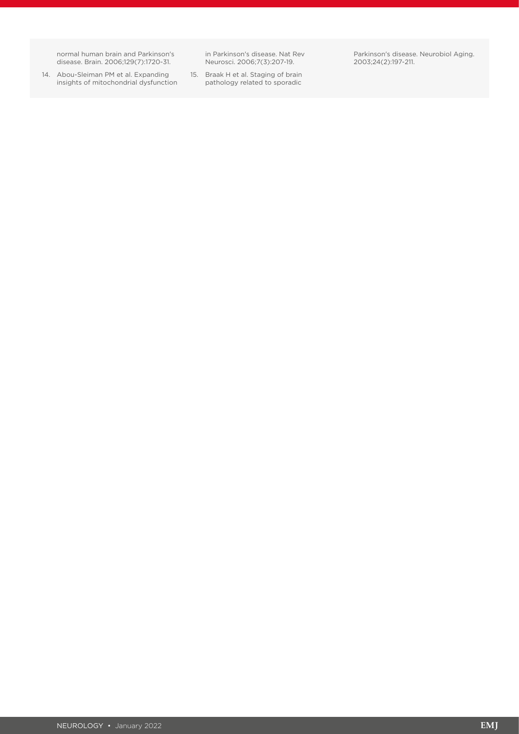normal human brain and Parkinson's disease. Brain. 2006;129(7):1720-31.

14. Abou-Sleiman PM et al. Expanding insights of mitochondrial dysfunction in Parkinson's disease. Nat Rev Neurosci. 2006;7(3):207-19.

15. Braak H et al. Staging of brain pathology related to sporadic Parkinson's disease. Neurobiol Aging. 2003;24(2):197-211.